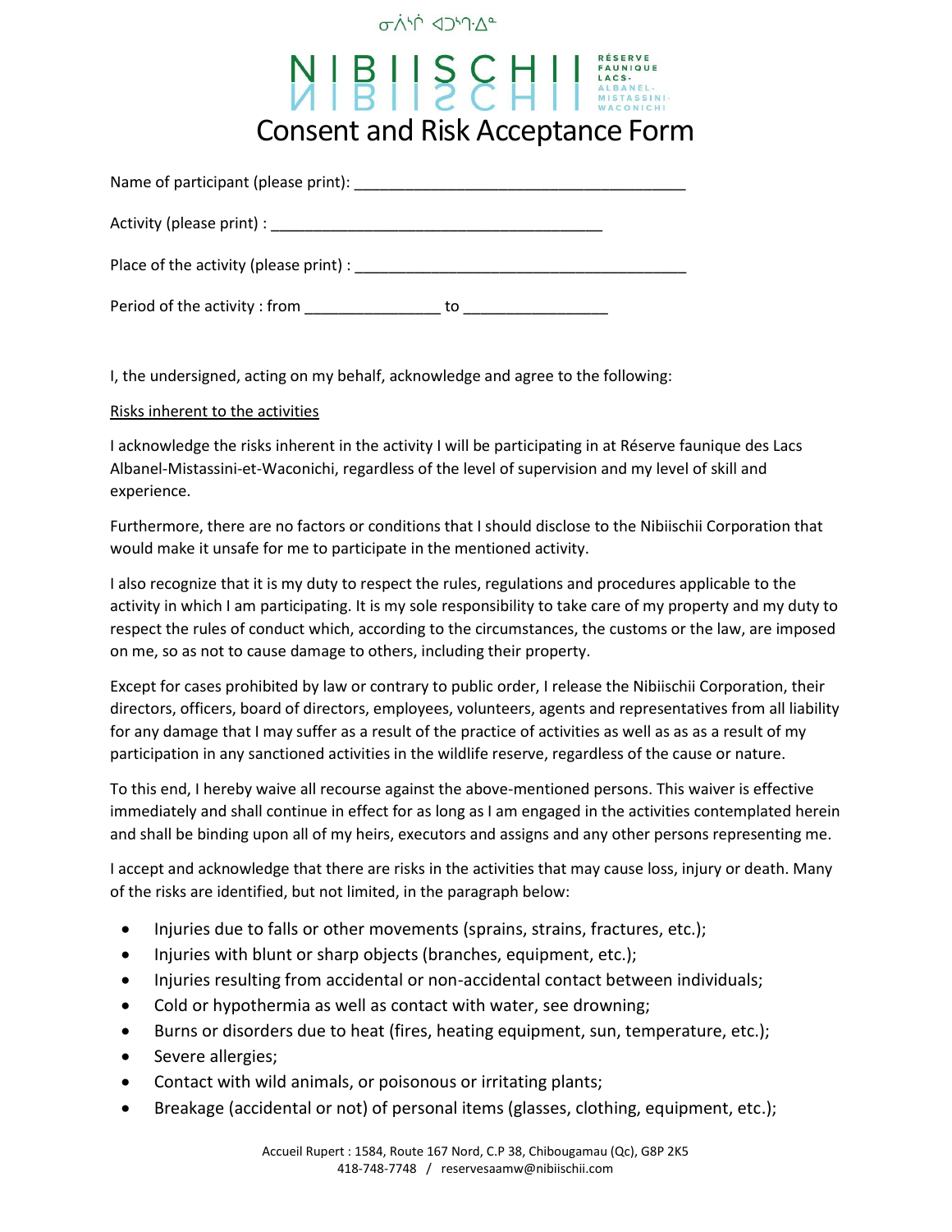ᓂᐲᔆᒌ ᐊᑑᔖᐧᐃᓐ

NIBIISCHII RÉSERVE FAUNIQUE LACS-ALBANEL-MISTASSINI-WACONICHI

# Consent and Risk Acceptance Form

Name of participant (please print): ______________________________________

Activity (please print) : ______________________________________

Place of the activity (please print) : ______________________________________

Period of the activity : from _______________ to ________________

I, the undersigned, acting on my behalf, acknowledge and agree to the following:

<u>Risks inherent to the activities</u>

I acknowledge the risks inherent in the activity I will be participating in at Réserve faunique des Lacs Albanel-Mistassini-et-Waconichi, regardless of the level of supervision and my level of skill and experience.

Furthermore, there are no factors or conditions that I should disclose to the Nibiischii Corporation that would make it unsafe for me to participate in the mentioned activity.

I also recognize that it is my duty to respect the rules, regulations and procedures applicable to the activity in which I am participating. It is my sole responsibility to take care of my property and my duty to respect the rules of conduct which, according to the circumstances, the customs or the law, are imposed on me, so as not to cause damage to others, including their property.

Except for cases prohibited by law or contrary to public order, I release the Nibiischii Corporation, their directors, officers, board of directors, employees, volunteers, agents and representatives from all liability for any damage that I may suffer as a result of the practice of activities as well as as as a result of my participation in any sanctioned activities in the wildlife reserve, regardless of the cause or nature.

To this end, I hereby waive all recourse against the above-mentioned persons. This waiver is effective immediately and shall continue in effect for as long as I am engaged in the activities contemplated herein and shall be binding upon all of my heirs, executors and assigns and any other persons representing me.

I accept and acknowledge that there are risks in the activities that may cause loss, injury or death. Many of the risks are identified, but not limited, in the paragraph below:

- Injuries due to falls or other movements (sprains, strains, fractures, etc.);
- Injuries with blunt or sharp objects (branches, equipment, etc.);
- Injuries resulting from accidental or non-accidental contact between individuals;
- Cold or hypothermia as well as contact with water, see drowning;
- Burns or disorders due to heat (fires, heating equipment, sun, temperature, etc.);
- Severe allergies;
- Contact with wild animals, or poisonous or irritating plants;
- Breakage (accidental or not) of personal items (glasses, clothing, equipment, etc.);

Accueil Rupert : 1584, Route 167 Nord, C.P 38, Chibougamau (Qc), G8P 2K5
418-748-7748 / reservesaamw@nibiischii.com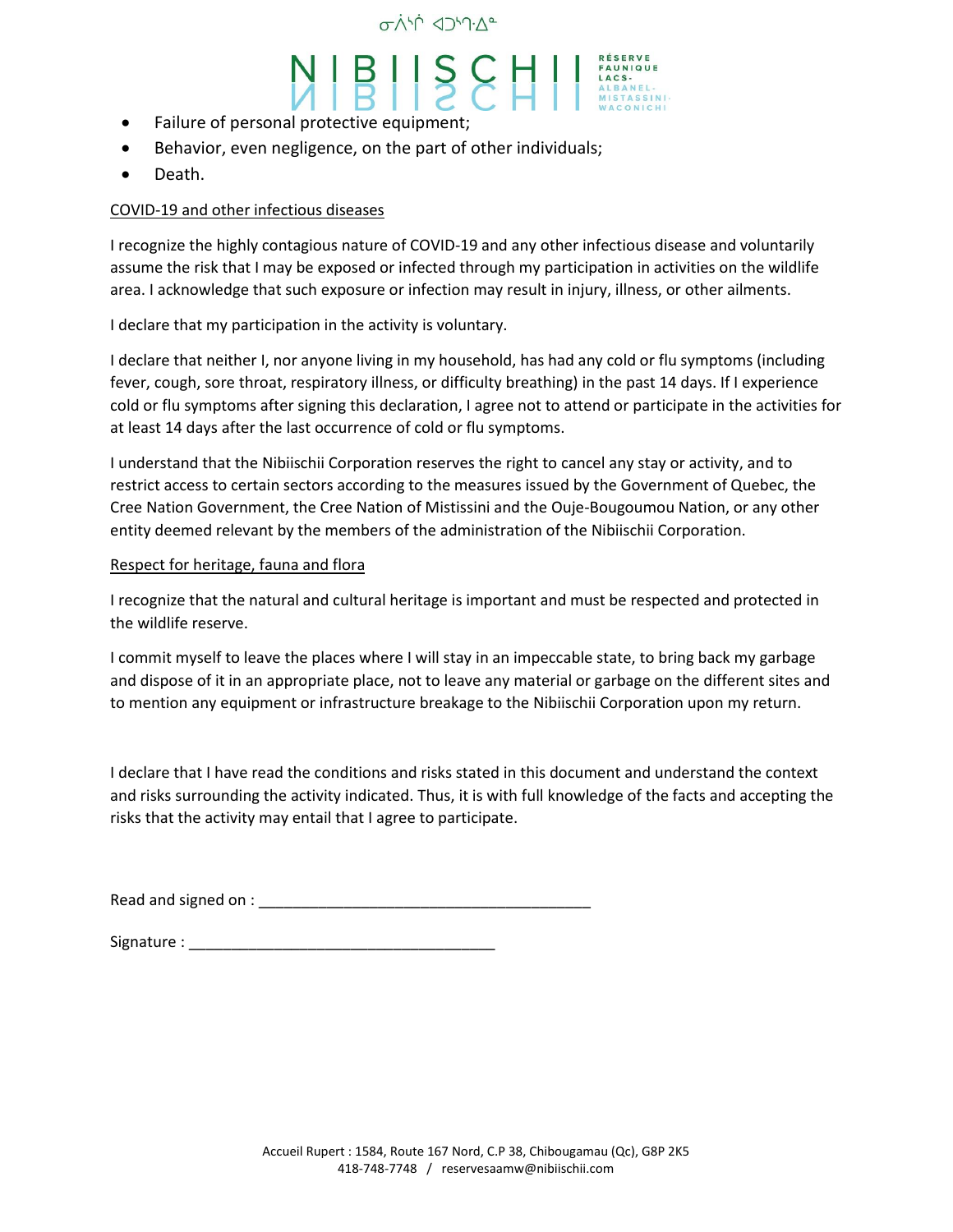- Failure of personal protective equipment;
- Behavior, even negligence, on the part of other individuals;
- Death.

COVID-19 and other infectious diseases

I recognize the highly contagious nature of COVID-19 and any other infectious disease and voluntarily assume the risk that I may be exposed or infected through my participation in activities on the wildlife area. I acknowledge that such exposure or infection may result in injury, illness, or other ailments.

I declare that my participation in the activity is voluntary.

I declare that neither I, nor anyone living in my household, has had any cold or flu symptoms (including fever, cough, sore throat, respiratory illness, or difficulty breathing) in the past 14 days. If I experience cold or flu symptoms after signing this declaration, I agree not to attend or participate in the activities for at least 14 days after the last occurrence of cold or flu symptoms.

I understand that the Nibiischii Corporation reserves the right to cancel any stay or activity, and to restrict access to certain sectors according to the measures issued by the Government of Quebec, the Cree Nation Government, the Cree Nation of Mistissini and the Ouje-Bougoumou Nation, or any other entity deemed relevant by the members of the administration of the Nibiischii Corporation.

Respect for heritage, fauna and flora

I recognize that the natural and cultural heritage is important and must be respected and protected in the wildlife reserve.

I commit myself to leave the places where I will stay in an impeccable state, to bring back my garbage and dispose of it in an appropriate place, not to leave any material or garbage on the different sites and to mention any equipment or infrastructure breakage to the Nibiischii Corporation upon my return.

I declare that I have read the conditions and risks stated in this document and understand the context and risks surrounding the activity indicated. Thus, it is with full knowledge of the facts and accepting the risks that the activity may entail that I agree to participate.

Read and signed on : ________________________________________

Signature : ____________________________________